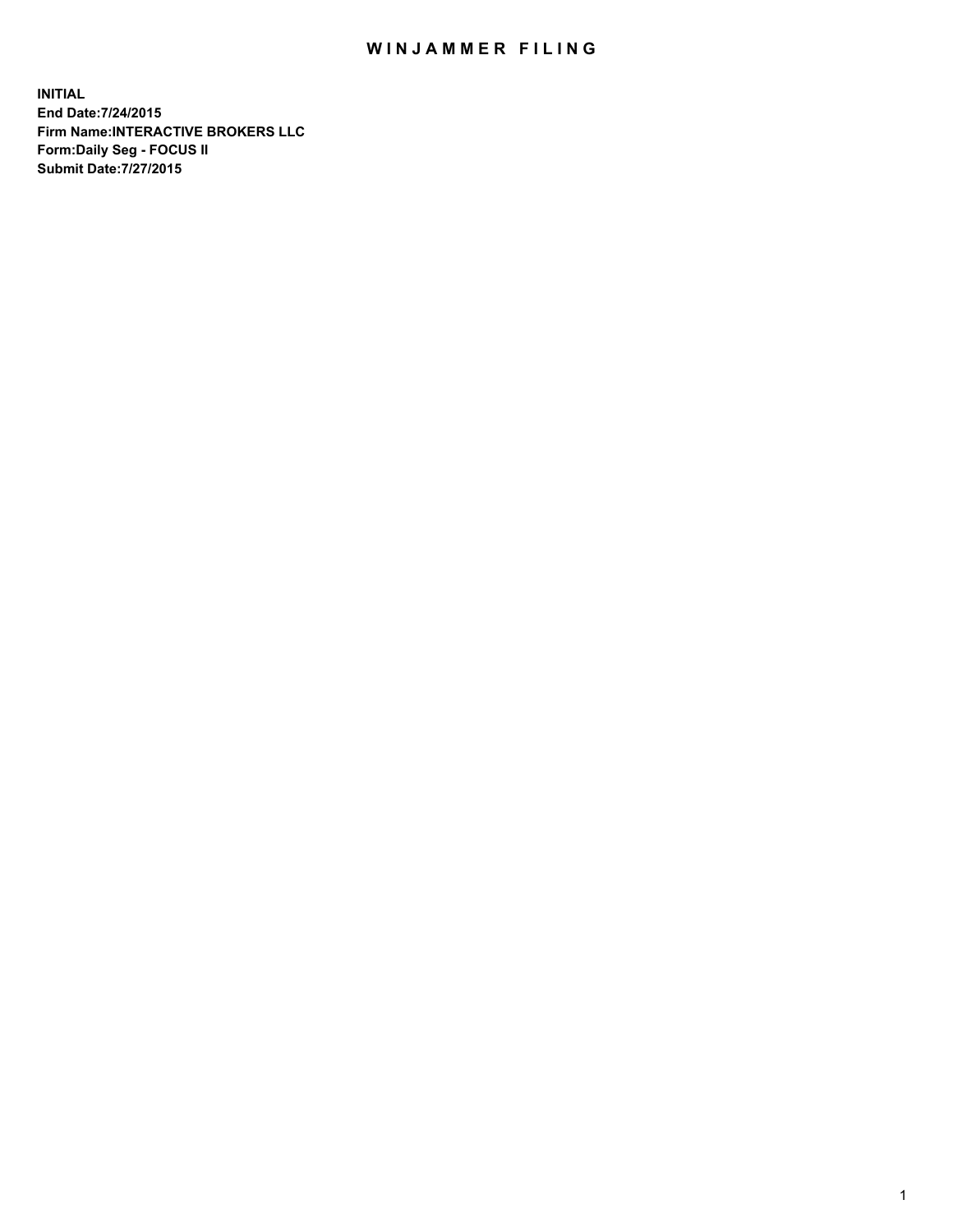# WINJAMMER FILING

**INITIAL**
**End Date:7/24/2015**
**Firm Name:INTERACTIVE BROKERS LLC**
**Form:Daily Seg - FOCUS II**
**Submit Date:7/27/2015**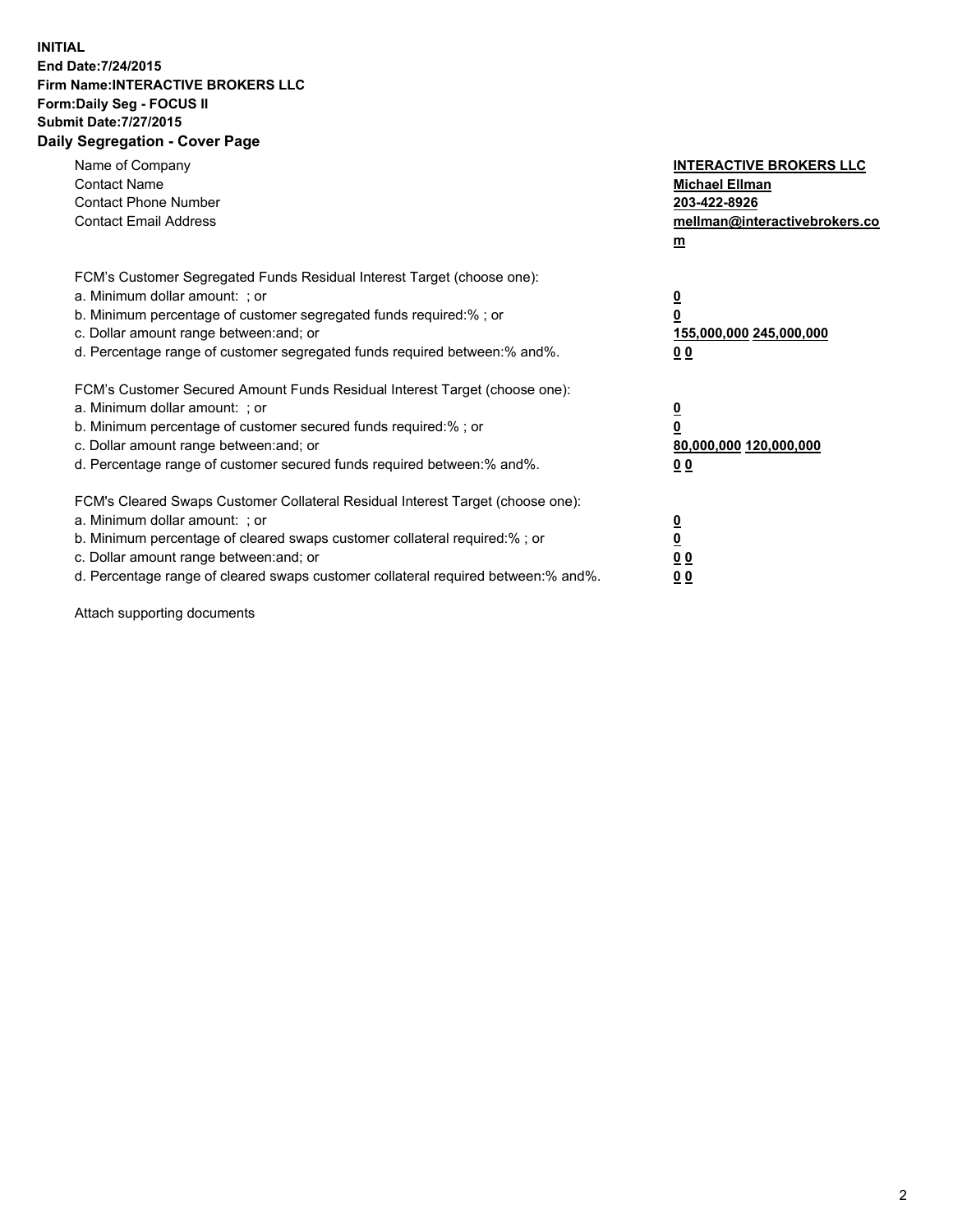**INITIAL**
**End Date:7/24/2015**
**Firm Name:INTERACTIVE BROKERS LLC**
**Form:Daily Seg - FOCUS II**
**Submit Date:7/27/2015**
**Daily Segregation - Cover Page**

| | |
|---|---|
| Name of Company | **INTERACTIVE BROKERS LLC** |
| Contact Name | **Michael Ellman** |
| Contact Phone Number | **203-422-8926** |
| Contact Email Address | **mellman@interactivebrokers.com** |

FCM's Customer Segregated Funds Residual Interest Target (choose one):

| | |
|---|---|
| a. Minimum dollar amount: ; or | **0** |
| b. Minimum percentage of customer segregated funds required:% ; or | **0** |
| c. Dollar amount range between:and; or | **155,000,000 245,000,000** |
| d. Percentage range of customer segregated funds required between:% and%. | **0 0** |

FCM's Customer Secured Amount Funds Residual Interest Target (choose one):

| | |
|---|---|
| a. Minimum dollar amount: ; or | **0** |
| b. Minimum percentage of customer secured funds required:% ; or | **0** |
| c. Dollar amount range between:and; or | **80,000,000 120,000,000** |
| d. Percentage range of customer secured funds required between:% and%. | **0 0** |

FCM's Cleared Swaps Customer Collateral Residual Interest Target (choose one):

| | |
|---|---|
| a. Minimum dollar amount: ; or | **0** |
| b. Minimum percentage of cleared swaps customer collateral required:% ; or | **0** |
| c. Dollar amount range between:and; or | **0 0** |
| d. Percentage range of cleared swaps customer collateral required between:% and%. | **0 0** |

Attach supporting documents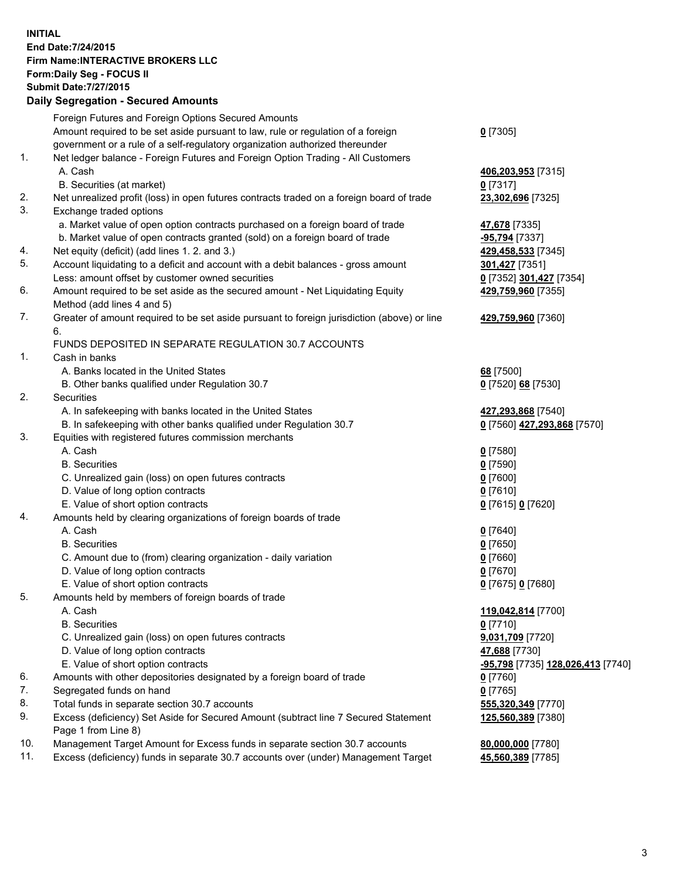**INITIAL**
**End Date:7/24/2015**
**Firm Name:INTERACTIVE BROKERS LLC**
**Form:Daily Seg - FOCUS II**
**Submit Date:7/27/2015**

## Daily Segregation - Secured Amounts

| | | |
|---|---|---|
| | Foreign Futures and Foreign Options Secured Amounts | |
| | Amount required to be set aside pursuant to law, rule or regulation of a foreign government or a rule of a self-regulatory organization authorized thereunder | **0** [7305] |
| 1. | Net ledger balance - Foreign Futures and Foreign Option Trading - All Customers | |
| | A. Cash | **406,203,953** [7315] |
| | B. Securities (at market) | **0** [7317] |
| 2. | Net unrealized profit (loss) in open futures contracts traded on a foreign board of trade | **23,302,696** [7325] |
| 3. | Exchange traded options | |
| | a. Market value of open option contracts purchased on a foreign board of trade | **47,678** [7335] |
| | b. Market value of open contracts granted (sold) on a foreign board of trade | **-95,794** [7337] |
| 4. | Net equity (deficit) (add lines 1. 2. and 3.) | **429,458,533** [7345] |
| 5. | Account liquidating to a deficit and account with a debit balances - gross amount | **301,427** [7351] |
| | Less: amount offset by customer owned securities | **0** [7352] **301,427** [7354] |
| 6. | Amount required to be set aside as the secured amount - Net Liquidating Equity Method (add lines 4 and 5) | **429,759,960** [7355] |
| 7. | Greater of amount required to be set aside pursuant to foreign jurisdiction (above) or line 6. | **429,759,960** [7360] |
| | FUNDS DEPOSITED IN SEPARATE REGULATION 30.7 ACCOUNTS | |
| 1. | Cash in banks | |
| | A. Banks located in the United States | **68** [7500] |
| | B. Other banks qualified under Regulation 30.7 | **0** [7520] **68** [7530] |
| 2. | Securities | |
| | A. In safekeeping with banks located in the United States | **427,293,868** [7540] |
| | B. In safekeeping with other banks qualified under Regulation 30.7 | **0** [7560] **427,293,868** [7570] |
| 3. | Equities with registered futures commission merchants | |
| | A. Cash | **0** [7580] |
| | B. Securities | **0** [7590] |
| | C. Unrealized gain (loss) on open futures contracts | **0** [7600] |
| | D. Value of long option contracts | **0** [7610] |
| | E. Value of short option contracts | **0** [7615] **0** [7620] |
| 4. | Amounts held by clearing organizations of foreign boards of trade | |
| | A. Cash | **0** [7640] |
| | B. Securities | **0** [7650] |
| | C. Amount due to (from) clearing organization - daily variation | **0** [7660] |
| | D. Value of long option contracts | **0** [7670] |
| | E. Value of short option contracts | **0** [7675] **0** [7680] |
| 5. | Amounts held by members of foreign boards of trade | |
| | A. Cash | **119,042,814** [7700] |
| | B. Securities | **0** [7710] |
| | C. Unrealized gain (loss) on open futures contracts | **9,031,709** [7720] |
| | D. Value of long option contracts | **47,688** [7730] |
| | E. Value of short option contracts | **-95,798** [7735] **128,026,413** [7740] |
| 6. | Amounts with other depositories designated by a foreign board of trade | **0** [7760] |
| 7. | Segregated funds on hand | **0** [7765] |
| 8. | Total funds in separate section 30.7 accounts | **555,320,349** [7770] |
| 9. | Excess (deficiency) Set Aside for Secured Amount (subtract line 7 Secured Statement Page 1 from Line 8) | **125,560,389** [7380] |
| 10. | Management Target Amount for Excess funds in separate section 30.7 accounts | **80,000,000** [7780] |
| 11. | Excess (deficiency) funds in separate 30.7 accounts over (under) Management Target | **45,560,389** [7785] |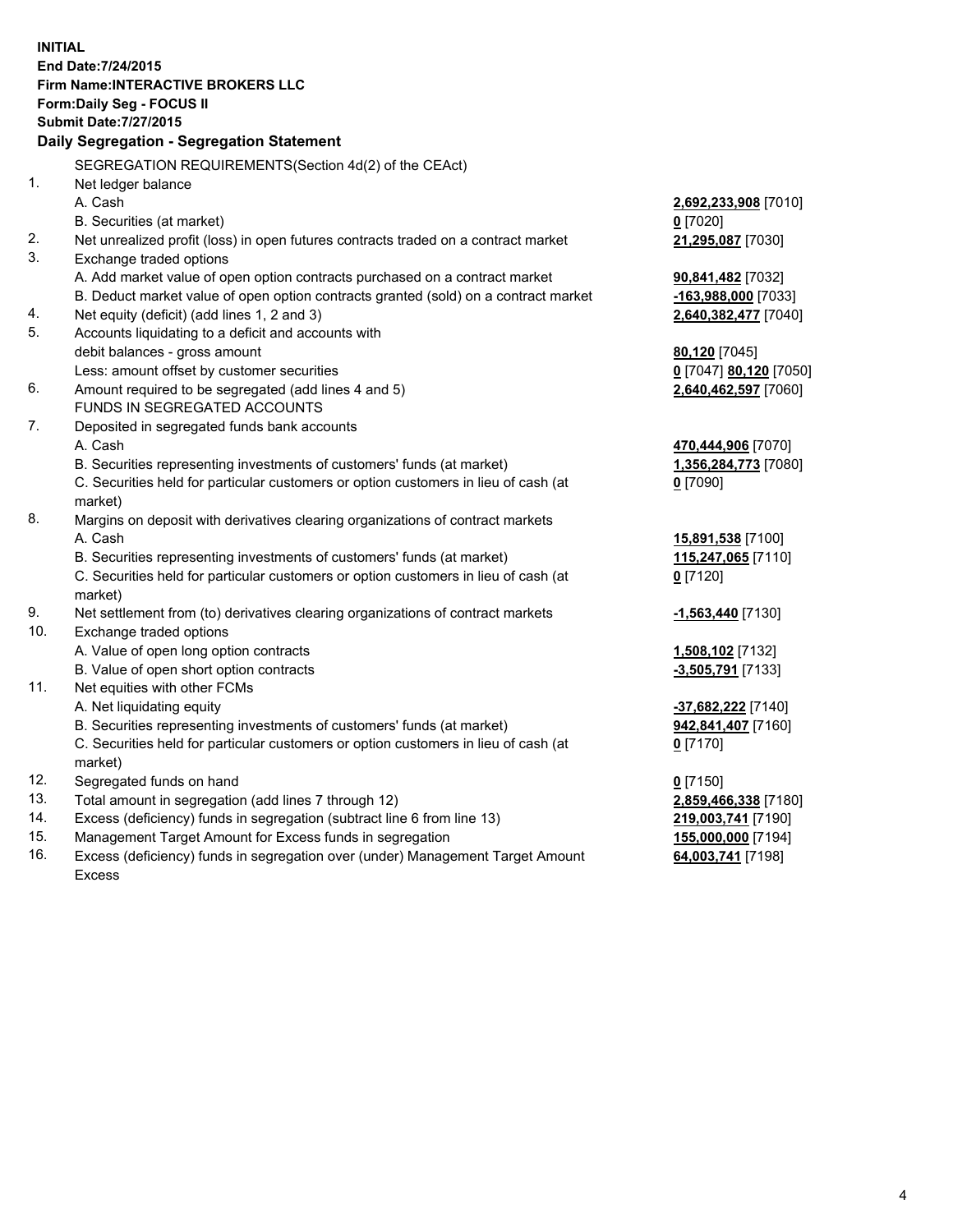**INITIAL**
**End Date:7/24/2015**
**Firm Name:INTERACTIVE BROKERS LLC**
**Form:Daily Seg - FOCUS II**
**Submit Date:7/27/2015**

## Daily Segregation - Segregation Statement

SEGREGATION REQUIREMENTS(Section 4d(2) of the CEAct)

| | | |
|---|---|---|
| 1. | Net ledger balance | |
| | A. Cash | **2,692,233,908** [7010] |
| | B. Securities (at market) | **0** [7020] |
| 2. | Net unrealized profit (loss) in open futures contracts traded on a contract market | **21,295,087** [7030] |
| 3. | Exchange traded options | |
| | A. Add market value of open option contracts purchased on a contract market | **90,841,482** [7032] |
| | B. Deduct market value of open option contracts granted (sold) on a contract market | **-163,988,000** [7033] |
| 4. | Net equity (deficit) (add lines 1, 2 and 3) | **2,640,382,477** [7040] |
| 5. | Accounts liquidating to a deficit and accounts with | |
| | debit balances - gross amount | **80,120** [7045] |
| | Less: amount offset by customer securities | **0** [7047] **80,120** [7050] |
| 6. | Amount required to be segregated (add lines 4 and 5) | **2,640,462,597** [7060] |
| | FUNDS IN SEGREGATED ACCOUNTS | |
| 7. | Deposited in segregated funds bank accounts | |
| | A. Cash | **470,444,906** [7070] |
| | B. Securities representing investments of customers' funds (at market) | **1,356,284,773** [7080] |
| | C. Securities held for particular customers or option customers in lieu of cash (at market) | **0** [7090] |
| 8. | Margins on deposit with derivatives clearing organizations of contract markets | |
| | A. Cash | **15,891,538** [7100] |
| | B. Securities representing investments of customers' funds (at market) | **115,247,065** [7110] |
| | C. Securities held for particular customers or option customers in lieu of cash (at market) | **0** [7120] |
| 9. | Net settlement from (to) derivatives clearing organizations of contract markets | **-1,563,440** [7130] |
| 10. | Exchange traded options | |
| | A. Value of open long option contracts | **1,508,102** [7132] |
| | B. Value of open short option contracts | **-3,505,791** [7133] |
| 11. | Net equities with other FCMs | |
| | A. Net liquidating equity | **-37,682,222** [7140] |
| | B. Securities representing investments of customers' funds (at market) | **942,841,407** [7160] |
| | C. Securities held for particular customers or option customers in lieu of cash (at market) | **0** [7170] |
| 12. | Segregated funds on hand | **0** [7150] |
| 13. | Total amount in segregation (add lines 7 through 12) | **2,859,466,338** [7180] |
| 14. | Excess (deficiency) funds in segregation (subtract line 6 from line 13) | **219,003,741** [7190] |
| 15. | Management Target Amount for Excess funds in segregation | **155,000,000** [7194] |
| 16. | Excess (deficiency) funds in segregation over (under) Management Target Amount Excess | **64,003,741** [7198] |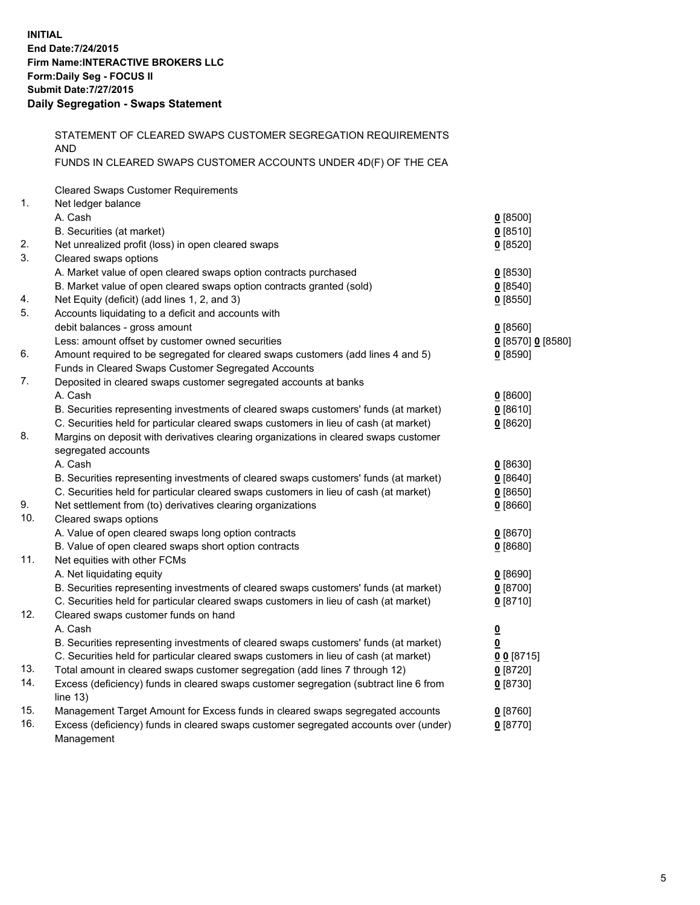**INITIAL**
**End Date:7/24/2015**
**Firm Name:INTERACTIVE BROKERS LLC**
**Form:Daily Seg - FOCUS II**
**Submit Date:7/27/2015**
**Daily Segregation - Swaps Statement**

STATEMENT OF CLEARED SWAPS CUSTOMER SEGREGATION REQUIREMENTS AND FUNDS IN CLEARED SWAPS CUSTOMER ACCOUNTS UNDER 4D(F) OF THE CEA

| | | |
|---|---|---|
| | Cleared Swaps Customer Requirements | |
| 1. | Net ledger balance | |
| | A. Cash | 0 [8500] |
| | B. Securities (at market) | 0 [8510] |
| 2. | Net unrealized profit (loss) in open cleared swaps | 0 [8520] |
| 3. | Cleared swaps options | |
| | A. Market value of open cleared swaps option contracts purchased | 0 [8530] |
| | B. Market value of open cleared swaps option contracts granted (sold) | 0 [8540] |
| 4. | Net Equity (deficit) (add lines 1, 2, and 3) | 0 [8550] |
| 5. | Accounts liquidating to a deficit and accounts with | |
| | debit balances - gross amount | 0 [8560] |
| | Less: amount offset by customer owned securities | 0 [8570] 0 [8580] |
| 6. | Amount required to be segregated for cleared swaps customers (add lines 4 and 5) | 0 [8590] |
| | Funds in Cleared Swaps Customer Segregated Accounts | |
| 7. | Deposited in cleared swaps customer segregated accounts at banks | |
| | A. Cash | 0 [8600] |
| | B. Securities representing investments of cleared swaps customers' funds (at market) | 0 [8610] |
| | C. Securities held for particular cleared swaps customers in lieu of cash (at market) | 0 [8620] |
| 8. | Margins on deposit with derivatives clearing organizations in cleared swaps customer segregated accounts | |
| | A. Cash | 0 [8630] |
| | B. Securities representing investments of cleared swaps customers' funds (at market) | 0 [8640] |
| | C. Securities held for particular cleared swaps customers in lieu of cash (at market) | 0 [8650] |
| 9. | Net settlement from (to) derivatives clearing organizations | 0 [8660] |
| 10. | Cleared swaps options | |
| | A. Value of open cleared swaps long option contracts | 0 [8670] |
| | B. Value of open cleared swaps short option contracts | 0 [8680] |
| 11. | Net equities with other FCMs | |
| | A. Net liquidating equity | 0 [8690] |
| | B. Securities representing investments of cleared swaps customers' funds (at market) | 0 [8700] |
| | C. Securities held for particular cleared swaps customers in lieu of cash (at market) | 0 [8710] |
| 12. | Cleared swaps customer funds on hand | |
| | A. Cash | 0 |
| | B. Securities representing investments of cleared swaps customers' funds (at market) | 0 |
| | C. Securities held for particular cleared swaps customers in lieu of cash (at market) | 0 0 [8715] |
| 13. | Total amount in cleared swaps customer segregation (add lines 7 through 12) | 0 [8720] |
| 14. | Excess (deficiency) funds in cleared swaps customer segregation (subtract line 6 from line 13) | 0 [8730] |
| 15. | Management Target Amount for Excess funds in cleared swaps segregated accounts | 0 [8760] |
| 16. | Excess (deficiency) funds in cleared swaps customer segregated accounts over (under) Management | 0 [8770] |